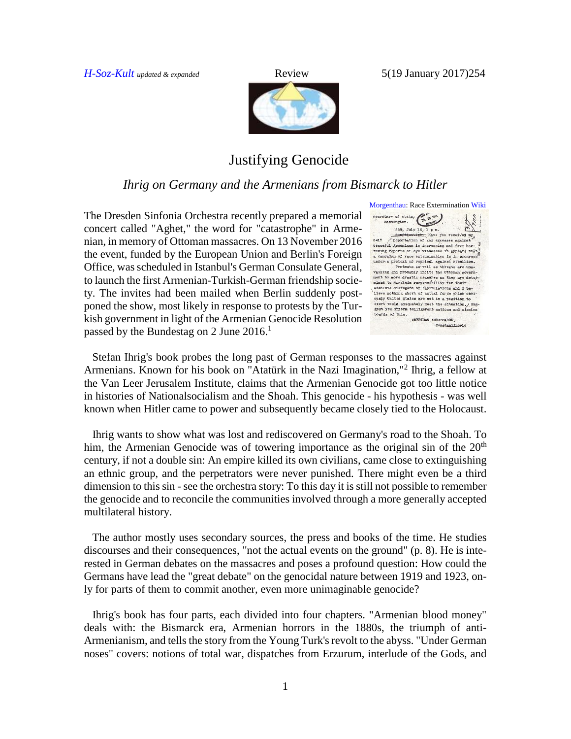# Justifying Genocide

## *Ihrig on Germany and the Armenians from Bismarck to Hitler*

Morgenthau: Race Extermination Wiki

The Dresden Sinfonia Orchestra recently prepared a memorial concert called "Aghet," the word for "catastrophe" in Armenian, in memory of Ottoman massacres. On 13 November 2016 the event, funded by the European Union and Berlin's Foreign Office, was scheduled in Istanbul's German Consulate General, to launch the first Armenian-Turkish-German friendship society. The invites had been mailed when Berlin suddenly postponed the show, most likely in response to protests by the Turkish government in light of the Armenian Genocide Resolution passed by the Bundestag on 2 June 2016.[1]

Stefan Ihrig's book probes the long past of German responses to the massacres against Armenians. Known for his book on "Atatürk in the Nazi Imagination,"[2] Ihrig, a fellow at the Van Leer Jerusalem Institute, claims that the Armenian Genocide got too little notice in histories of Nationalsocialism and the Shoah. This genocide - his hypothesis - was well known when Hitler came to power and subsequently became closely tied to the Holocaust.

Ihrig wants to show what was lost and rediscovered on Germany's road to the Shoah. To him, the Armenian Genocide was of towering importance as the original sin of the 20th century, if not a double sin: An empire killed its own civilians, came close to extinguishing an ethnic group, and the perpetrators were never punished. There might even be a third dimension to this sin - see the orchestra story: To this day it is still not possible to remember the genocide and to reconcile the communities involved through a more generally accepted multilateral history.

The author mostly uses secondary sources, the press and books of the time. He studies discourses and their consequences, "not the actual events on the ground" (p. 8). He is interested in German debates on the massacres and poses a profound question: How could the Germans have lead the "great debate" on the genocidal nature between 1919 and 1923, only for parts of them to commit another, even more unimaginable genocide?

Ihrig's book has four parts, each divided into four chapters. "Armenian blood money" deals with: the Bismarck era, Armenian horrors in the 1880s, the triumph of anti-Armenianism, and tells the story from the Young Turk's revolt to the abyss. "Under German noses" covers: notions of total war, dispatches from Erzurum, interlude of the Gods, and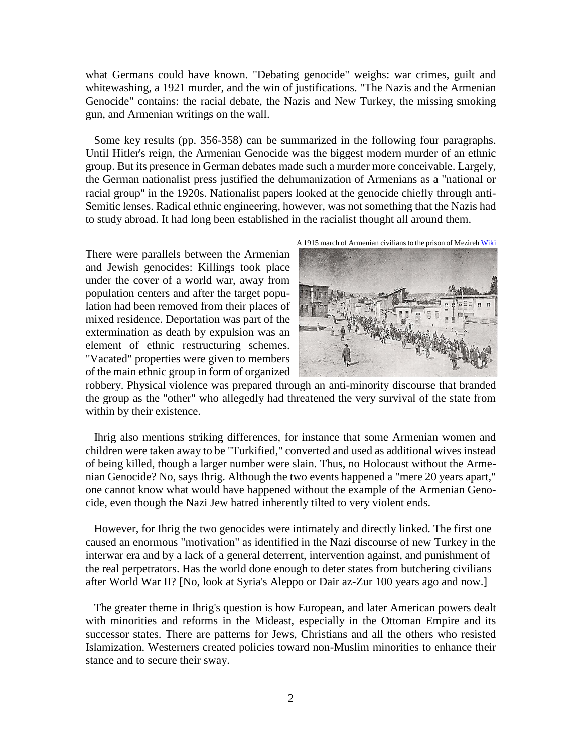what Germans could have known. "Debating genocide" weighs: war crimes, guilt and whitewashing, a 1921 murder, and the win of justifications. "The Nazis and the Armenian Genocide" contains: the racial debate, the Nazis and New Turkey, the missing smoking gun, and Armenian writings on the wall.

Some key results (pp. 356-358) can be summarized in the following four paragraphs. Until Hitler's reign, the Armenian Genocide was the biggest modern murder of an ethnic group. But its presence in German debates made such a murder more conceivable. Largely, the German nationalist press justified the dehumanization of Armenians as a "national or racial group" in the 1920s. Nationalist papers looked at the genocide chiefly through anti-Semitic lenses. Radical ethnic engineering, however, was not something that the Nazis had to study abroad. It had long been established in the racialist thought all around them.

A 1915 march of Armenian civilians to the prison of Mezireh Wiki

There were parallels between the Armenian and Jewish genocides: Killings took place under the cover of a world war, away from population centers and after the target population had been removed from their places of mixed residence. Deportation was part of the extermination as death by expulsion was an element of ethnic restructuring schemes. "Vacated" properties were given to members of the main ethnic group in form of organized robbery. Physical violence was prepared through an anti-minority discourse that branded the group as the "other" who allegedly had threatened the very survival of the state from within by their existence.

Ihrig also mentions striking differences, for instance that some Armenian women and children were taken away to be "Turkified," converted and used as additional wives instead of being killed, though a larger number were slain. Thus, no Holocaust without the Armenian Genocide? No, says Ihrig. Although the two events happened a "mere 20 years apart," one cannot know what would have happened without the example of the Armenian Genocide, even though the Nazi Jew hatred inherently tilted to very violent ends.

However, for Ihrig the two genocides were intimately and directly linked. The first one caused an enormous "motivation" as identified in the Nazi discourse of new Turkey in the interwar era and by a lack of a general deterrent, intervention against, and punishment of the real perpetrators. Has the world done enough to deter states from butchering civilians after World War II? [No, look at Syria's Aleppo or Dair az-Zur 100 years ago and now.]

The greater theme in Ihrig's question is how European, and later American powers dealt with minorities and reforms in the Mideast, especially in the Ottoman Empire and its successor states. There are patterns for Jews, Christians and all the others who resisted Islamization. Westerners created policies toward non-Muslim minorities to enhance their stance and to secure their sway.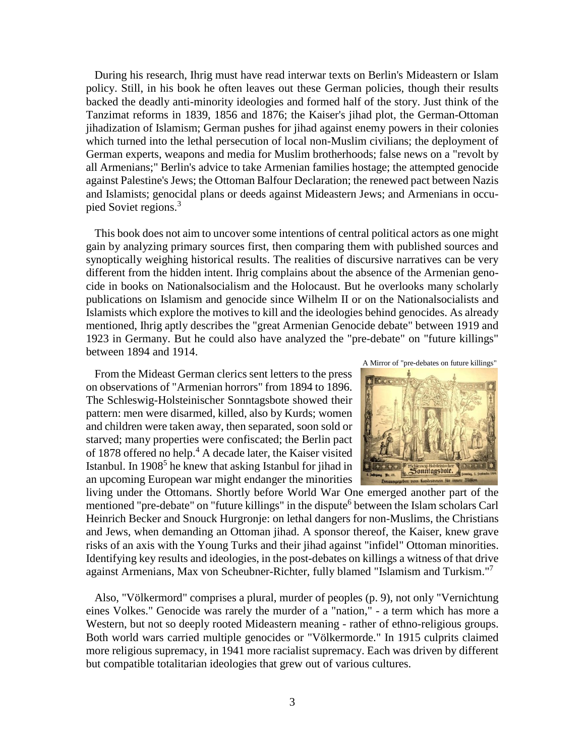During his research, Ihrig must have read interwar texts on Berlin's Mideastern or Islam policy. Still, in his book he often leaves out these German policies, though their results backed the deadly anti-minority ideologies and formed half of the story. Just think of the Tanzimat reforms in 1839, 1856 and 1876; the Kaiser's jihad plot, the German-Ottoman jihadization of Islamism; German pushes for jihad against enemy powers in their colonies which turned into the lethal persecution of local non-Muslim civilians; the deployment of German experts, weapons and media for Muslim brotherhoods; false news on a "revolt by all Armenians;" Berlin's advice to take Armenian families hostage; the attempted genocide against Palestine's Jews; the Ottoman Balfour Declaration; the renewed pact between Nazis and Islamists; genocidal plans or deeds against Mideastern Jews; and Armenians in occupied Soviet regions.[3]

This book does not aim to uncover some intentions of central political actors as one might gain by analyzing primary sources first, then comparing them with published sources and synoptically weighing historical results. The realities of discursive narratives can be very different from the hidden intent. Ihrig complains about the absence of the Armenian genocide in books on Nationalsocialism and the Holocaust. But he overlooks many scholarly publications on Islamism and genocide since Wilhelm II or on the Nationalsocialists and Islamists which explore the motives to kill and the ideologies behind genocides. As already mentioned, Ihrig aptly describes the "great Armenian Genocide debate" between 1919 and 1923 in Germany. But he could also have analyzed the "pre-debate" on "future killings" between 1894 and 1914.

A Mirror of "pre-debates on future killings"

From the Mideast German clerics sent letters to the press on observations of "Armenian horrors" from 1894 to 1896. The Schleswig-Holsteinischer Sonntagsbote showed their pattern: men were disarmed, killed, also by Kurds; women and children were taken away, then separated, soon sold or starved; many properties were confiscated; the Berlin pact of 1878 offered no help.[4] A decade later, the Kaiser visited Istanbul. In 1908[5] he knew that asking Istanbul for jihad in an upcoming European war might endanger the minorities living under the Ottomans. Shortly before World War One emerged another part of the mentioned "pre-debate" on "future killings" in the dispute[6] between the Islam scholars Carl Heinrich Becker and Snouck Hurgronje: on lethal dangers for non-Muslims, the Christians and Jews, when demanding an Ottoman jihad. A sponsor thereof, the Kaiser, knew grave risks of an axis with the Young Turks and their jihad against "infidel" Ottoman minorities. Identifying key results and ideologies, in the post-debates on killings a witness of that drive against Armenians, Max von Scheubner-Richter, fully blamed "Islamism and Turkism."[7]

Also, "Völkermord" comprises a plural, murder of peoples (p. 9), not only "Vernichtung eines Volkes." Genocide was rarely the murder of a "nation," - a term which has more a Western, but not so deeply rooted Mideastern meaning - rather of ethno-religious groups. Both world wars carried multiple genocides or "Völkermorde." In 1915 culprits claimed more religious supremacy, in 1941 more racialist supremacy. Each was driven by different but compatible totalitarian ideologies that grew out of various cultures.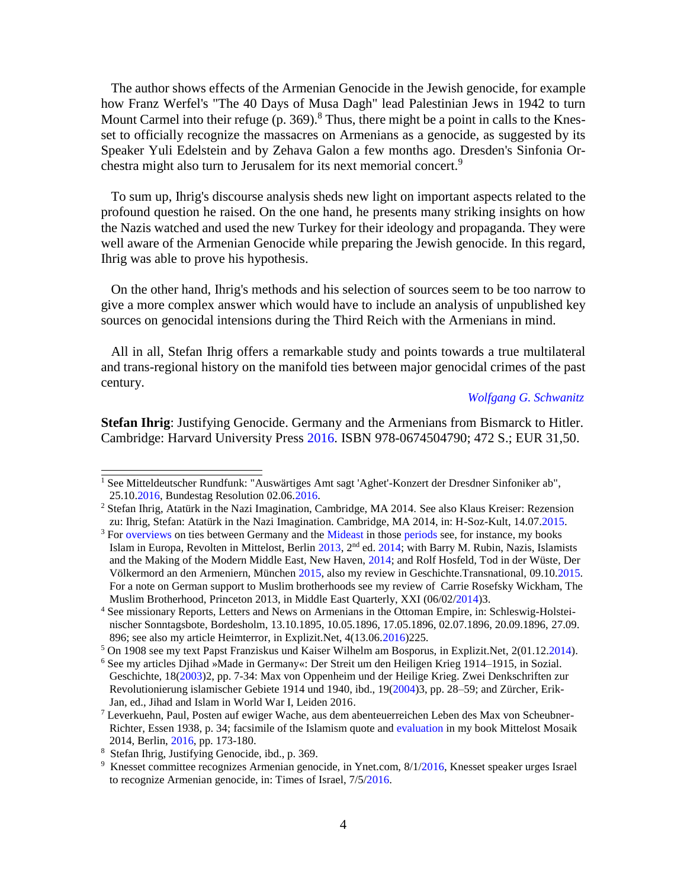The author shows effects of the Armenian Genocide in the Jewish genocide, for example how Franz Werfel's "The 40 Days of Musa Dagh" lead Palestinian Jews in 1942 to turn Mount Carmel into their refuge (p. 369).[8] Thus, there might be a point in calls to the Knesset to officially recognize the massacres on Armenians as a genocide, as suggested by its Speaker Yuli Edelstein and by Zehava Galon a few months ago. Dresden's Sinfonia Orchestra might also turn to Jerusalem for its next memorial concert.[9]

To sum up, Ihrig's discourse analysis sheds new light on important aspects related to the profound question he raised. On the one hand, he presents many striking insights on how the Nazis watched and used the new Turkey for their ideology and propaganda. They were well aware of the Armenian Genocide while preparing the Jewish genocide. In this regard, Ihrig was able to prove his hypothesis.

On the other hand, Ihrig's methods and his selection of sources seem to be too narrow to give a more complex answer which would have to include an analysis of unpublished key sources on genocidal intensions during the Third Reich with the Armenians in mind.

All in all, Stefan Ihrig offers a remarkable study and points towards a true multilateral and trans-regional history on the manifold ties between major genocidal crimes of the past century.

*Wolfgang G. Schwanitz*

**Stefan Ihrig**: Justifying Genocide. Germany and the Armenians from Bismarck to Hitler. Cambridge: Harvard University Press 2016. ISBN 978-0674504790; 472 S.; EUR 31,50.

---

[1] See Mitteldeutscher Rundfunk: "Auswärtiges Amt sagt 'Aghet'-Konzert der Dresdner Sinfoniker ab", 25.10.2016, Bundestag Resolution 02.06.2016.

[2] Stefan Ihrig, Atatürk in the Nazi Imagination, Cambridge, MA 2014. See also Klaus Kreiser: Rezension zu: Ihrig, Stefan: Atatürk in the Nazi Imagination. Cambridge, MA 2014, in: H-Soz-Kult, 14.07.2015.

[3] For overviews on ties between Germany and the Mideast in those periods see, for instance, my books Islam in Europa, Revolten in Mittelost, Berlin 2013, 2nd ed. 2014; with Barry M. Rubin, Nazis, Islamists and the Making of the Modern Middle East, New Haven, 2014; and Rolf Hosfeld, Tod in der Wüste, Der Völkermord an den Armeniern, München 2015, also my review in Geschichte.Transnational, 09.10.2015. For a note on German support to Muslim brotherhoods see my review of Carrie Rosefsky Wickham, The Muslim Brotherhood, Princeton 2013, in Middle East Quarterly, XXI (06/02/2014)3.

[4] See missionary Reports, Letters and News on Armenians in the Ottoman Empire, in: Schleswig-Holsteinischer Sonntagsbote, Bordesholm, 13.10.1895, 10.05.1896, 17.05.1896, 02.07.1896, 20.09.1896, 27.09. 896; see also my article Heimterror, in Explizit.Net, 4(13.06.2016)225.

[5] On 1908 see my text Papst Franziskus und Kaiser Wilhelm am Bosporus, in Explizit.Net, 2(01.12.2014).

[6] See my articles Djihad »Made in Germany«: Der Streit um den Heiligen Krieg 1914–1915, in Sozial. Geschichte, 18(2003)2, pp. 7-34: Max von Oppenheim und der Heilige Krieg. Zwei Denkschriften zur Revolutionierung islamischer Gebiete 1914 und 1940, ibd., 19(2004)3, pp. 28–59; and Zürcher, Erik-Jan, ed., Jihad and Islam in World War I, Leiden 2016.

[7] Leverkuehn, Paul, Posten auf ewiger Wache, aus dem abenteuerreichen Leben des Max von Scheubner-Richter, Essen 1938, p. 34; facsimile of the Islamism quote and evaluation in my book Mittelost Mosaik 2014, Berlin, 2016, pp. 173-180.

[8] Stefan Ihrig, Justifying Genocide, ibd., p. 369.

[9] Knesset committee recognizes Armenian genocide, in Ynet.com, 8/1/2016, Knesset speaker urges Israel to recognize Armenian genocide, in: Times of Israel, 7/5/2016.